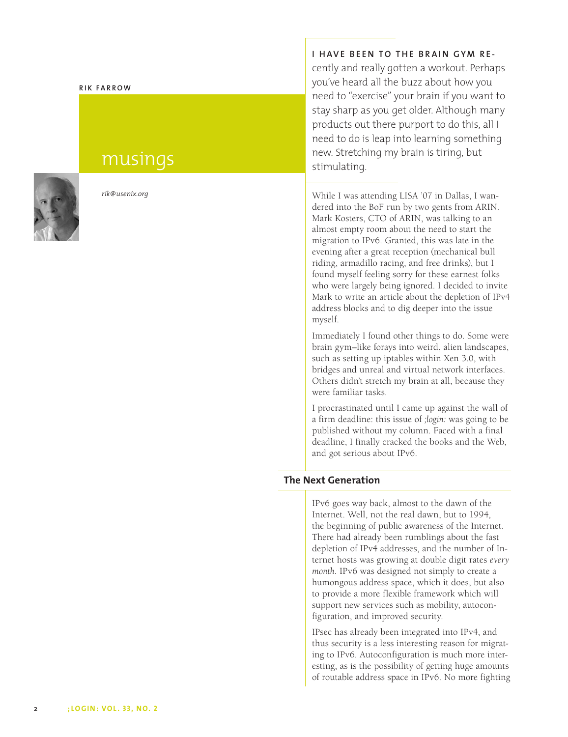RIK FARROW

# musings

*rik@usenix.org*

**I HAVE BEEN TO THE BRAIN GYM RE**cently and really gotten a workout. Perhaps you've heard all the buzz about how you need to "exercise" your brain if you want to stay sharp as you get older. Although many products out there purport to do this, all I need to do is leap into learning something new. Stretching my brain is tiring, but stimulating.

While I was attending LISA '07 in Dallas, I wandered into the BoF run by two gents from ARIN. Mark Kosters, CTO of ARIN, was talking to an almost empty room about the need to start the migration to IPv6. Granted, this was late in the evening after a great reception (mechanical bull riding, armadillo racing, and free drinks), but I found myself feeling sorry for these earnest folks who were largely being ignored. I decided to invite Mark to write an article about the depletion of IPv4 address blocks and to dig deeper into the issue myself.

Immediately I found other things to do. Some were brain gym–like forays into weird, alien landscapes, such as setting up iptables within Xen 3.0, with bridges and unreal and virtual network interfaces. Others didn't stretch my brain at all, because they were familiar tasks.

I procrastinated until I came up against the wall of a firm deadline: this issue of *;login:* was going to be published without my column. Faced with a final deadline, I finally cracked the books and the Web, and got serious about IPv6.

## The Next Generation

IPv6 goes way back, almost to the dawn of the Internet. Well, not the real dawn, but to 1994, the beginning of public awareness of the Internet. There had already been rumblings about the fast depletion of IPv4 addresses, and the number of Internet hosts was growing at double digit rates *every month*. IPv6 was designed not simply to create a humongous address space, which it does, but also to provide a more flexible framework which will support new services such as mobility, autoconfiguration, and improved security.

IPsec has already been integrated into IPv4, and thus security is a less interesting reason for migrating to IPv6. Autoconfiguration is much more interesting, as is the possibility of getting huge amounts of routable address space in IPv6. No more fighting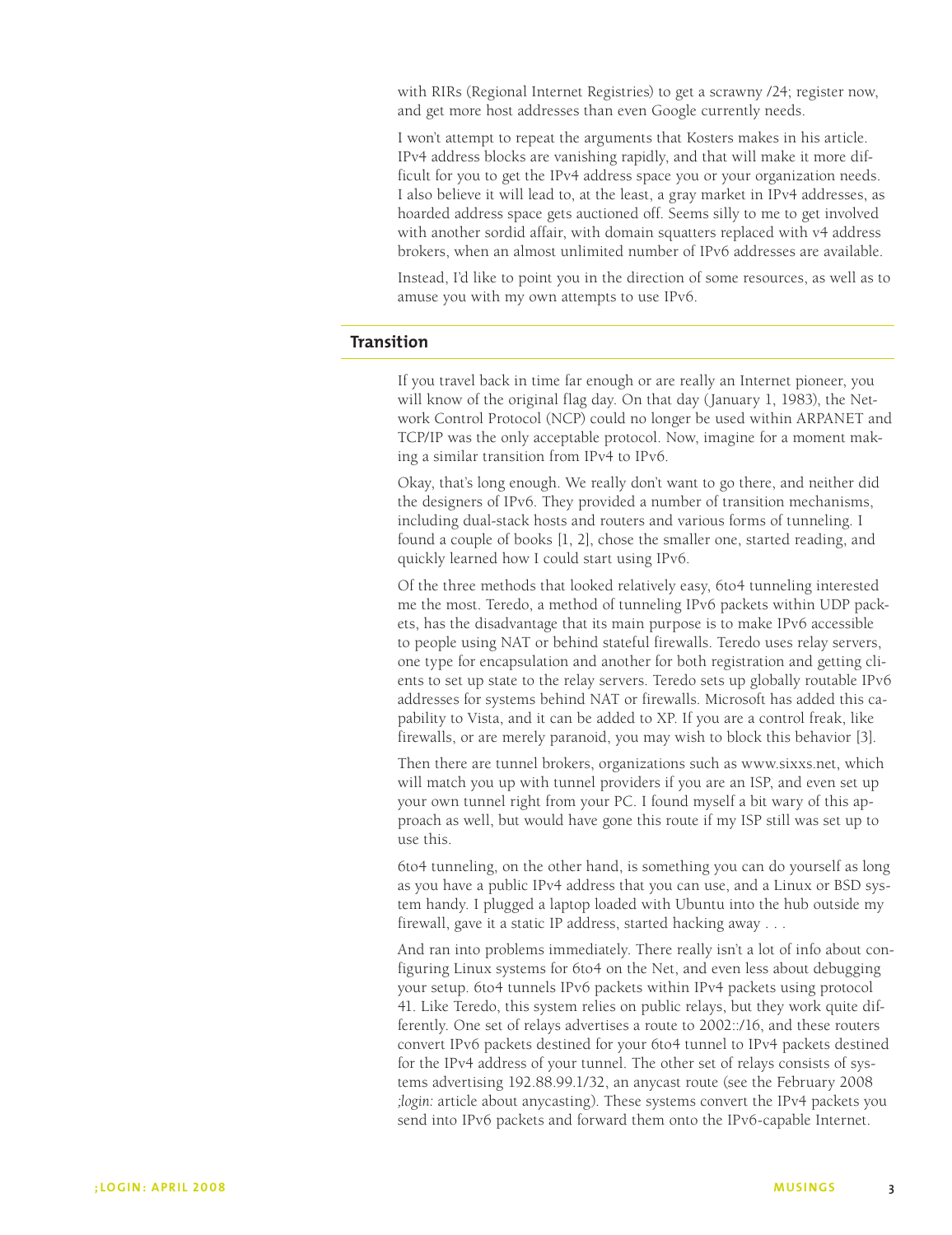with RIRs (Regional Internet Registries) to get a scrawny /24; register now, and get more host addresses than even Google currently needs.

I won't attempt to repeat the arguments that Kosters makes in his article. IPv4 address blocks are vanishing rapidly, and that will make it more difficult for you to get the IPv4 address space you or your organization needs. I also believe it will lead to, at the least, a gray market in IPv4 addresses, as hoarded address space gets auctioned off. Seems silly to me to get involved with another sordid affair, with domain squatters replaced with v4 address brokers, when an almost unlimited number of IPv6 addresses are available.

Instead, I'd like to point you in the direction of some resources, as well as to amuse you with my own attempts to use IPv6.

## Transition

If you travel back in time far enough or are really an Internet pioneer, you will know of the original flag day. On that day (January 1, 1983), the Network Control Protocol (NCP) could no longer be used within ARPANET and TCP/IP was the only acceptable protocol. Now, imagine for a moment making a similar transition from IPv4 to IPv6.

Okay, that's long enough. We really don't want to go there, and neither did the designers of IPv6. They provided a number of transition mechanisms, including dual-stack hosts and routers and various forms of tunneling. I found a couple of books [1, 2], chose the smaller one, started reading, and quickly learned how I could start using IPv6.

Of the three methods that looked relatively easy, 6to4 tunneling interested me the most. Teredo, a method of tunneling IPv6 packets within UDP packets, has the disadvantage that its main purpose is to make IPv6 accessible to people using NAT or behind stateful firewalls. Teredo uses relay servers, one type for encapsulation and another for both registration and getting clients to set up state to the relay servers. Teredo sets up globally routable IPv6 addresses for systems behind NAT or firewalls. Microsoft has added this capability to Vista, and it can be added to XP. If you are a control freak, like firewalls, or are merely paranoid, you may wish to block this behavior [3].

Then there are tunnel brokers, organizations such as www.sixxs.net, which will match you up with tunnel providers if you are an ISP, and even set up your own tunnel right from your PC. I found myself a bit wary of this approach as well, but would have gone this route if my ISP still was set up to use this.

6to4 tunneling, on the other hand, is something you can do yourself as long as you have a public IPv4 address that you can use, and a Linux or BSD system handy. I plugged a laptop loaded with Ubuntu into the hub outside my firewall, gave it a static IP address, started hacking away . . .

And ran into problems immediately. There really isn't a lot of info about configuring Linux systems for 6to4 on the Net, and even less about debugging your setup. 6to4 tunnels IPv6 packets within IPv4 packets using protocol 41. Like Teredo, this system relies on public relays, but they work quite differently. One set of relays advertises a route to 2002::/16, and these routers convert IPv6 packets destined for your 6to4 tunnel to IPv4 packets destined for the IPv4 address of your tunnel. The other set of relays consists of systems advertising 192.88.99.1/32, an anycast route (see the February 2008 *;login:* article about anycasting). These systems convert the IPv4 packets you send into IPv6 packets and forward them onto the IPv6-capable Internet.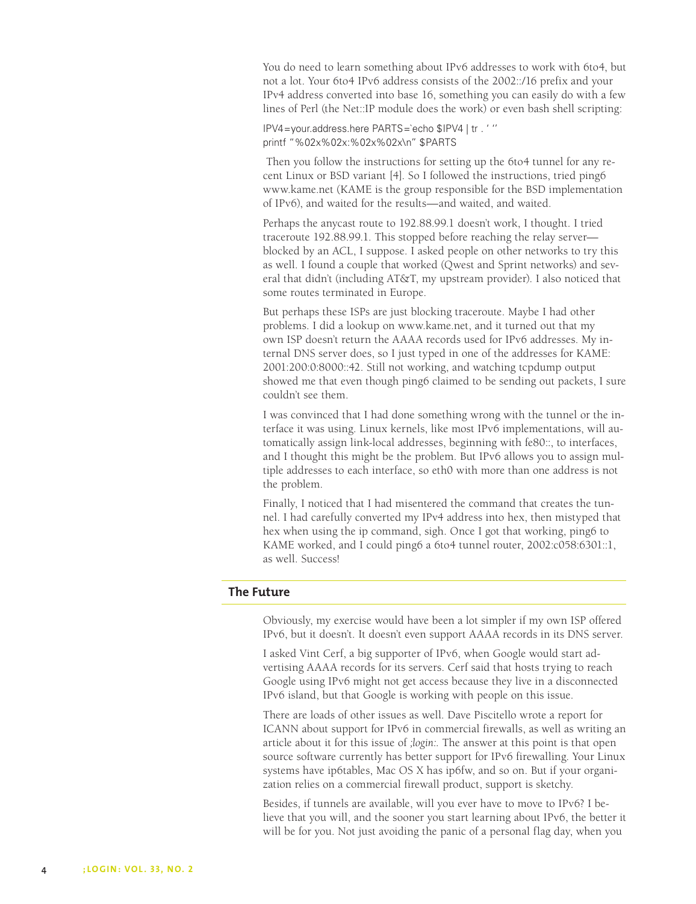You do need to learn something about IPv6 addresses to work with 6to4, but not a lot. Your 6to4 IPv6 address consists of the 2002::/16 prefix and your IPv4 address converted into base 16, something you can easily do with a few lines of Perl (the Net::IP module does the work) or even bash shell scripting:

```
IPV4=your.address.here PARTS=`echo $IPV4 | tr . ' '`
printf "%02x%02x:%02x%02x\n" $PARTS
```

Then you follow the instructions for setting up the 6to4 tunnel for any recent Linux or BSD variant [4]. So I followed the instructions, tried ping6 www.kame.net (KAME is the group responsible for the BSD implementation of IPv6), and waited for the results—and waited, and waited.

Perhaps the anycast route to 192.88.99.1 doesn't work, I thought. I tried traceroute 192.88.99.1. This stopped before reaching the relay server—blocked by an ACL, I suppose. I asked people on other networks to try this as well. I found a couple that worked (Qwest and Sprint networks) and several that didn't (including AT&T, my upstream provider). I also noticed that some routes terminated in Europe.

But perhaps these ISPs are just blocking traceroute. Maybe I had other problems. I did a lookup on www.kame.net, and it turned out that my own ISP doesn't return the AAAA records used for IPv6 addresses. My internal DNS server does, so I just typed in one of the addresses for KAME: 2001:200:0:8000::42. Still not working, and watching tcpdump output showed me that even though ping6 claimed to be sending out packets, I sure couldn't see them.

I was convinced that I had done something wrong with the tunnel or the interface it was using. Linux kernels, like most IPv6 implementations, will automatically assign link-local addresses, beginning with fe80::, to interfaces, and I thought this might be the problem. But IPv6 allows you to assign multiple addresses to each interface, so eth0 with more than one address is not the problem.

Finally, I noticed that I had misentered the command that creates the tunnel. I had carefully converted my IPv4 address into hex, then mistyped that hex when using the ip command, sigh. Once I got that working, ping6 to KAME worked, and I could ping6 a 6to4 tunnel router, 2002:c058:6301::1, as well. Success!

## The Future

Obviously, my exercise would have been a lot simpler if my own ISP offered IPv6, but it doesn't. It doesn't even support AAAA records in its DNS server.

I asked Vint Cerf, a big supporter of IPv6, when Google would start advertising AAAA records for its servers. Cerf said that hosts trying to reach Google using IPv6 might not get access because they live in a disconnected IPv6 island, but that Google is working with people on this issue.

There are loads of other issues as well. Dave Piscitello wrote a report for ICANN about support for IPv6 in commercial firewalls, as well as writing an article about it for this issue of *;login:*. The answer at this point is that open source software currently has better support for IPv6 firewalling. Your Linux systems have ip6tables, Mac OS X has ip6fw, and so on. But if your organization relies on a commercial firewall product, support is sketchy.

Besides, if tunnels are available, will you ever have to move to IPv6? I believe that you will, and the sooner you start learning about IPv6, the better it will be for you. Not just avoiding the panic of a personal flag day, when you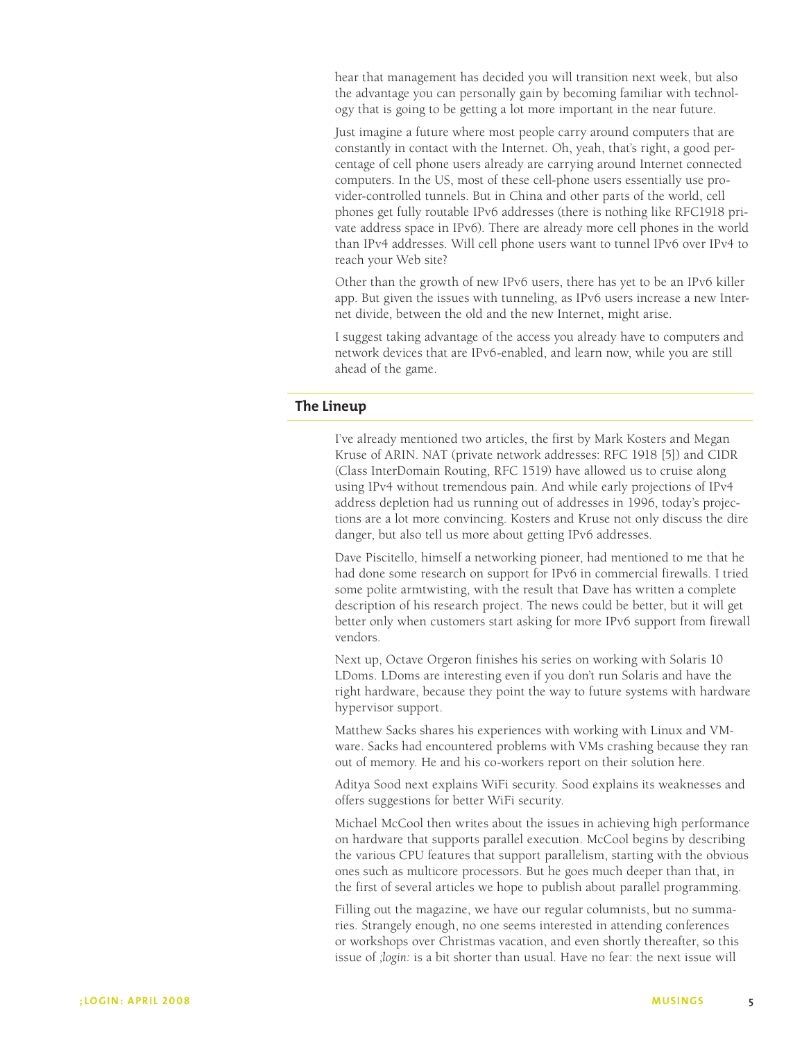hear that management has decided you will transition next week, but also the advantage you can personally gain by becoming familiar with technology that is going to be getting a lot more important in the near future.

Just imagine a future where most people carry around computers that are constantly in contact with the Internet. Oh, yeah, that's right, a good percentage of cell phone users already are carrying around Internet connected computers. In the US, most of these cell-phone users essentially use provider-controlled tunnels. But in China and other parts of the world, cell phones get fully routable IPv6 addresses (there is nothing like RFC1918 private address space in IPv6). There are already more cell phones in the world than IPv4 addresses. Will cell phone users want to tunnel IPv6 over IPv4 to reach your Web site?

Other than the growth of new IPv6 users, there has yet to be an IPv6 killer app. But given the issues with tunneling, as IPv6 users increase a new Internet divide, between the old and the new Internet, might arise.

I suggest taking advantage of the access you already have to computers and network devices that are IPv6-enabled, and learn now, while you are still ahead of the game.

## The Lineup

I've already mentioned two articles, the first by Mark Kosters and Megan Kruse of ARIN. NAT (private network addresses: RFC 1918 [5]) and CIDR (Class InterDomain Routing, RFC 1519) have allowed us to cruise along using IPv4 without tremendous pain. And while early projections of IPv4 address depletion had us running out of addresses in 1996, today's projections are a lot more convincing. Kosters and Kruse not only discuss the dire danger, but also tell us more about getting IPv6 addresses.

Dave Piscitello, himself a networking pioneer, had mentioned to me that he had done some research on support for IPv6 in commercial firewalls. I tried some polite armtwisting, with the result that Dave has written a complete description of his research project. The news could be better, but it will get better only when customers start asking for more IPv6 support from firewall vendors.

Next up, Octave Orgeron finishes his series on working with Solaris 10 LDoms. LDoms are interesting even if you don't run Solaris and have the right hardware, because they point the way to future systems with hardware hypervisor support.

Matthew Sacks shares his experiences with working with Linux and VMware. Sacks had encountered problems with VMs crashing because they ran out of memory. He and his co-workers report on their solution here.

Aditya Sood next explains WiFi security. Sood explains its weaknesses and offers suggestions for better WiFi security.

Michael McCool then writes about the issues in achieving high performance on hardware that supports parallel execution. McCool begins by describing the various CPU features that support parallelism, starting with the obvious ones such as multicore processors. But he goes much deeper than that, in the first of several articles we hope to publish about parallel programming.

Filling out the magazine, we have our regular columnists, but no summaries. Strangely enough, no one seems interested in attending conferences or workshops over Christmas vacation, and even shortly thereafter, so this issue of *;login:* is a bit shorter than usual. Have no fear: the next issue will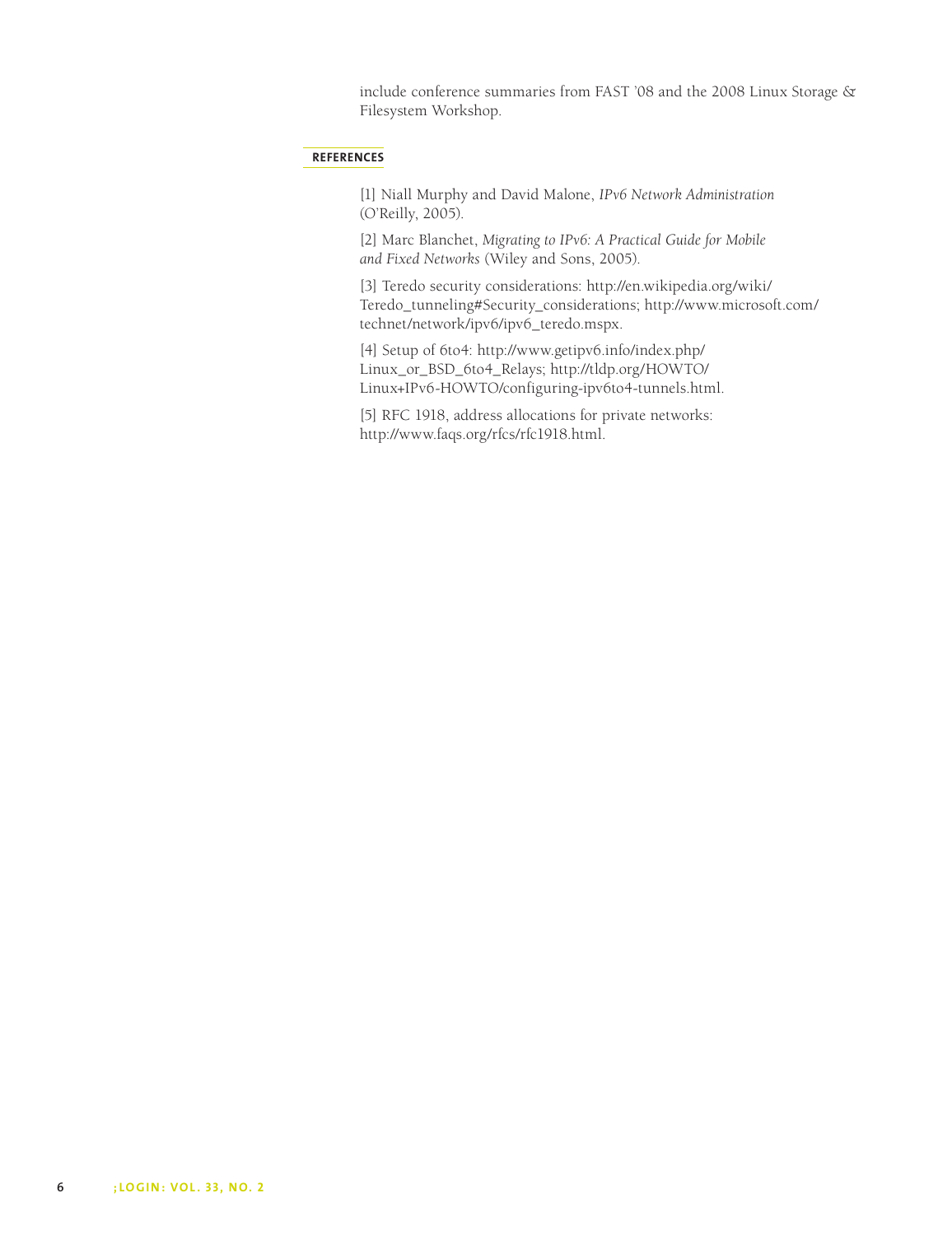include conference summaries from FAST '08 and the 2008 Linux Storage & Filesystem Workshop.

## REFERENCES

[1] Niall Murphy and David Malone, *IPv6 Network Administration* (O'Reilly, 2005).

[2] Marc Blanchet, *Migrating to IPv6: A Practical Guide for Mobile and Fixed Networks* (Wiley and Sons, 2005).

[3] Teredo security considerations: http://en.wikipedia.org/wiki/Teredo_tunneling#Security_considerations; http://www.microsoft.com/technet/network/ipv6/ipv6_teredo.mspx.

[4] Setup of 6to4: http://www.getipv6.info/index.php/Linux_or_BSD_6to4_Relays; http://tldp.org/HOWTO/Linux+IPv6-HOWTO/configuring-ipv6to4-tunnels.html.

[5] RFC 1918, address allocations for private networks: http://www.faqs.org/rfcs/rfc1918.html.